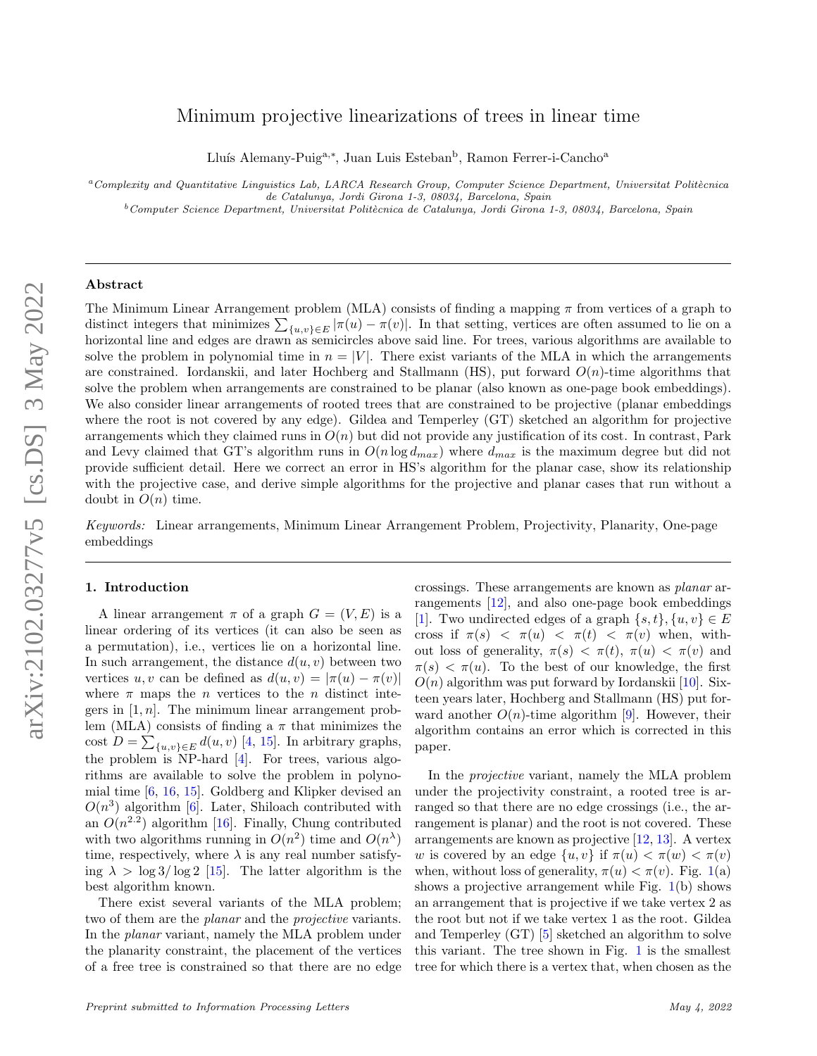# Minimum projective linearizations of trees in linear time

Lluís Alemany-Puig[a,*], Juan Luis Esteban[b], Ramon Ferrer-i-Cancho[a]

[a] *Complexity and Quantitative Linguistics Lab, LARCA Research Group, Computer Science Department, Universitat Politècnica de Catalunya, Jordi Girona 1-3, 08034, Barcelona, Spain*

[b] *Computer Science Department, Universitat Politècnica de Catalunya, Jordi Girona 1-3, 08034, Barcelona, Spain*

## Abstract

The Minimum Linear Arrangement problem (MLA) consists of finding a mapping $\pi$ from vertices of a graph to distinct integers that minimizes $\sum_{\{u,v\}\in E} |\pi(u) - \pi(v)|$. In that setting, vertices are often assumed to lie on a horizontal line and edges are drawn as semicircles above said line. For trees, various algorithms are available to solve the problem in polynomial time in $n = |V|$. There exist variants of the MLA in which the arrangements are constrained. Iordanskii, and later Hochberg and Stallmann (HS), put forward $O(n)$-time algorithms that solve the problem when arrangements are constrained to be planar (also known as one-page book embeddings). We also consider linear arrangements of rooted trees that are constrained to be projective (planar embeddings where the root is not covered by any edge). Gildea and Temperley (GT) sketched an algorithm for projective arrangements which they claimed runs in $O(n)$ but did not provide any justification of its cost. In contrast, Park and Levy claimed that GT's algorithm runs in $O(n \log d_{max})$ where $d_{max}$ is the maximum degree but did not provide sufficient detail. Here we correct an error in HS's algorithm for the planar case, show its relationship with the projective case, and derive simple algorithms for the projective and planar cases that run without a doubt in $O(n)$ time.

*Keywords:* Linear arrangements, Minimum Linear Arrangement Problem, Projectivity, Planarity, One-page embeddings

## 1. Introduction

A linear arrangement $\pi$ of a graph $G = (V, E)$ is a linear ordering of its vertices (it can also be seen as a permutation), i.e., vertices lie on a horizontal line. In such arrangement, the distance $d(u, v)$ between two vertices $u, v$ can be defined as $d(u, v) = |\pi(u) - \pi(v)|$ where $\pi$ maps the $n$ vertices to the $n$ distinct integers in $[1, n]$. The minimum linear arrangement problem (MLA) consists of finding a $\pi$ that minimizes the cost $D = \sum_{\{u,v\}\in E} d(u, v)$ [4, 15]. In arbitrary graphs, the problem is NP-hard [4]. For trees, various algorithms are available to solve the problem in polynomial time [6, 16, 15]. Goldberg and Klipker devised an $O(n^3)$ algorithm [6]. Later, Shiloach contributed with an $O(n^{2.2})$ algorithm [16]. Finally, Chung contributed with two algorithms running in $O(n^2)$ time and $O(n^\lambda)$ time, respectively, where $\lambda$ is any real number satisfying $\lambda > \log 3/\log 2$ [15]. The latter algorithm is the best algorithm known.

There exist several variants of the MLA problem; two of them are the *planar* and the *projective* variants. In the *planar* variant, namely the MLA problem under the planarity constraint, the placement of the vertices of a free tree is constrained so that there are no edge crossings. These arrangements are known as *planar* arrangements [12], and also one-page book embeddings [1]. Two undirected edges of a graph $\{s, t\}, \{u, v\} \in E$ cross if $\pi(s) < \pi(u) < \pi(t) < \pi(v)$ when, without loss of generality, $\pi(s) < \pi(t)$, $\pi(u) < \pi(v)$ and $\pi(s) < \pi(u)$. To the best of our knowledge, the first $O(n)$ algorithm was put forward by Iordanskii [10]. Sixteen years later, Hochberg and Stallmann (HS) put forward another $O(n)$-time algorithm [9]. However, their algorithm contains an error which is corrected in this paper.

In the *projective* variant, namely the MLA problem under the projectivity constraint, a rooted tree is arranged so that there are no edge crossings (i.e., the arrangement is planar) and the root is not covered. These arrangements are known as projective [12, 13]. A vertex $w$ is covered by an edge $\{u, v\}$ if $\pi(u) < \pi(w) < \pi(v)$ when, without loss of generality, $\pi(u) < \pi(v)$. Fig. 1(a) shows a projective arrangement while Fig. 1(b) shows an arrangement that is projective if we take vertex 2 as the root but not if we take vertex 1 as the root. Gildea and Temperley (GT) [5] sketched an algorithm to solve this variant. The tree shown in Fig. 1 is the smallest tree for which there is a vertex that, when chosen as the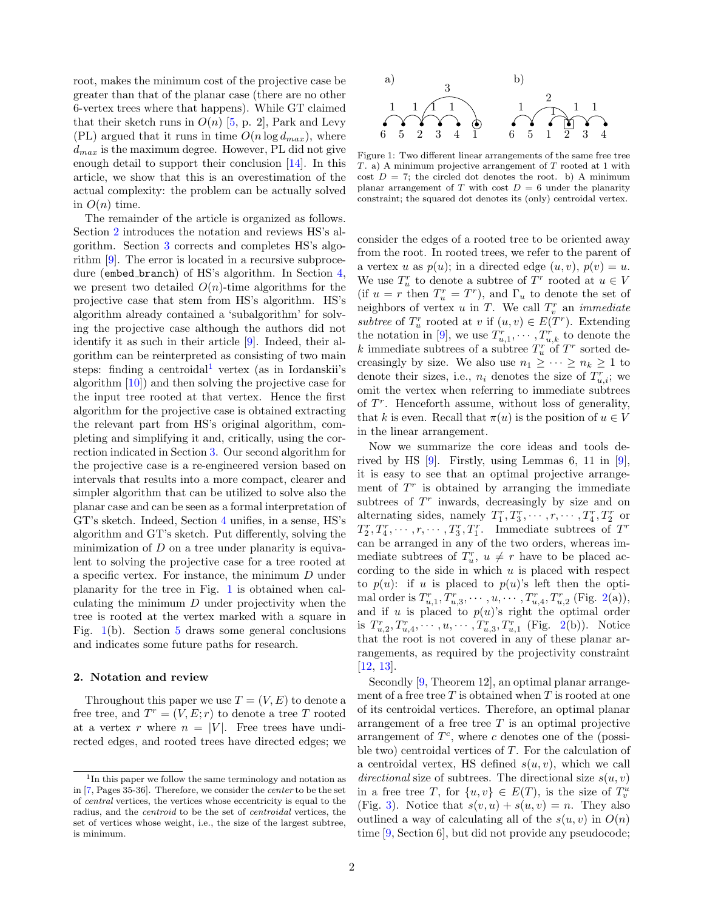root, makes the minimum cost of the projective case be greater than that of the planar case (there are no other 6-vertex trees where that happens). While GT claimed that their sketch runs in $O(n)$ [5, p. 2], Park and Levy (PL) argued that it runs in time $O(n \log d_{max})$, where $d_{max}$ is the maximum degree. However, PL did not give enough detail to support their conclusion [14]. In this article, we show that this is an overestimation of the actual complexity: the problem can be actually solved in $O(n)$ time.

The remainder of the article is organized as follows. Section 2 introduces the notation and reviews HS's algorithm. Section 3 corrects and completes HS's algorithm [9]. The error is located in a recursive subprocedure (embed_branch) of HS's algorithm. In Section 4, we present two detailed $O(n)$-time algorithms for the projective case that stem from HS's algorithm. HS's algorithm already contained a 'subalgorithm' for solving the projective case although the authors did not identify it as such in their article [9]. Indeed, their algorithm can be reinterpreted as consisting of two main steps: finding a centroidal[1] vertex (as in Iordanskii's algorithm [10]) and then solving the projective case for the input tree rooted at that vertex. Hence the first algorithm for the projective case is obtained extracting the relevant part from HS's original algorithm, completing and simplifying it and, critically, using the correction indicated in Section 3. Our second algorithm for the projective case is a re-engineered version based on intervals that results into a more compact, clearer and simpler algorithm that can be utilized to solve also the planar case and can be seen as a formal interpretation of GT's sketch. Indeed, Section 4 unifies, in a sense, HS's algorithm and GT's sketch. Put differently, solving the minimization of $D$ on a tree under planarity is equivalent to solving the projective case for a tree rooted at a specific vertex. For instance, the minimum $D$ under planarity for the tree in Fig. 1 is obtained when calculating the minimum $D$ under projectivity when the tree is rooted at the vertex marked with a square in Fig. 1(b). Section 5 draws some general conclusions and indicates some future paths for research.

## 2. Notation and review

Throughout this paper we use $T = (V, E)$ to denote a free tree, and $T^r = (V, E; r)$ to denote a tree $T$ rooted at a vertex $r$ where $n = |V|$. Free trees have undirected edges, and rooted trees have directed edges; we

[1] In this paper we follow the same terminology and notation as in [7, Pages 35-36]. Therefore, we consider the *center* to be the set of *central* vertices, the vertices whose eccentricity is equal to the radius, and the *centroid* to be the set of *centroidal* vertices, the set of vertices whose weight, i.e., the size of the largest subtree, is minimum.

Figure 1: Two different linear arrangements of the same free tree $T$. a) A minimum projective arrangement of $T$ rooted at 1 with cost $D = 7$; the circled dot denotes the root. b) A minimum planar arrangement of $T$ with cost $D = 6$ under the planarity constraint; the squared dot denotes its (only) centroidal vertex.

consider the edges of a rooted tree to be oriented away from the root. In rooted trees, we refer to the parent of a vertex $u$ as $p(u)$; in a directed edge $(u, v)$, $p(v) = u$. We use $T^r_u$ to denote a subtree of $T^r$ rooted at $u \in V$ (if $u = r$ then $T^r_u = T^r$), and $\Gamma_u$ to denote the set of neighbors of vertex $u$ in $T$. We call $T^r_v$ an *immediate subtree* of $T^r_u$ rooted at $v$ if $(u, v) \in E(T^r)$. Extending the notation in [9], we use $T^r_{u,1}, \cdots, T^r_{u,k}$ to denote the $k$ immediate subtrees of a subtree $T^r_u$ of $T^r$ sorted decreasingly by size. We also use $n_1 \geq \cdots \geq n_k \geq 1$ to denote their sizes, i.e., $n_i$ denotes the size of $T^r_{u,i}$; we omit the vertex when referring to immediate subtrees of $T^r$. Henceforth assume, without loss of generality, that $k$ is even. Recall that $\pi(u)$ is the position of $u \in V$ in the linear arrangement.

Now we summarize the core ideas and tools derived by HS [9]. Firstly, using Lemmas 6, 11 in [9], it is easy to see that an optimal projective arrangement of $T^r$ is obtained by arranging the immediate subtrees of $T^r$ inwards, decreasingly by size and on alternating sides, namely $T^r_1, T^r_3, \cdots, r, \cdots, T^r_4, T^r_2$ or $T^r_2, T^r_4, \cdots, r, \cdots, T^r_3, T^r_1$. Immediate subtrees of $T^r$ can be arranged in any of the two orders, whereas immediate subtrees of $T^r_u$, $u \neq r$ have to be placed according to the side in which $u$ is placed with respect to $p(u)$: if $u$ is placed to $p(u)$'s left then the optimal order is $T^r_{u,1}, T^r_{u,3}, \cdots, u, \cdots, T^r_{u,4}, T^r_{u,2}$ (Fig. 2(a)), and if $u$ is placed to $p(u)$'s right the optimal order is $T^r_{u,2}, T^r_{u,4}, \cdots, u, \cdots, T^r_{u,3}, T^r_{u,1}$ (Fig. 2(b)). Notice that the root is not covered in any of these planar arrangements, as required by the projectivity constraint [12, 13].

Secondly [9, Theorem 12], an optimal planar arrangement of a free tree $T$ is obtained when $T$ is rooted at one of its centroidal vertices. Therefore, an optimal planar arrangement of a free tree $T$ is an optimal projective arrangement of $T^c$, where $c$ denotes one of the (possible two) centroidal vertices of $T$. For the calculation of a centroidal vertex, HS defined $s(u, v)$, which we call *directional* size of subtrees. The directional size $s(u, v)$ in a free tree $T$, for $\{u, v\} \in E(T)$, is the size of $T^u_v$ (Fig. 3). Notice that $s(v, u) + s(u, v) = n$. They also outlined a way of calculating all of the $s(u, v)$ in $O(n)$ time [9, Section 6], but did not provide any pseudocode;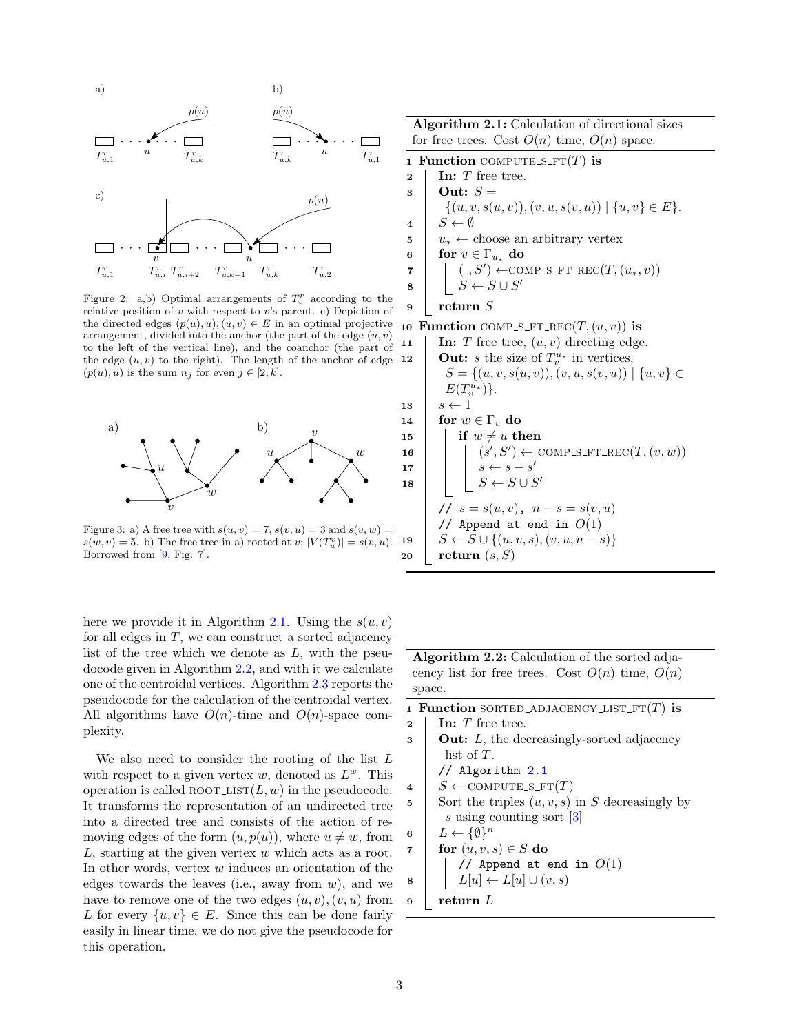Figure 2: a,b) Optimal arrangements of $T^r_v$ according to the relative position of $v$ with respect to $v$'s parent. c) Depiction of the directed edges $(p(u), u), (u, v) \in E$ in an optimal projective arrangement, divided into the anchor (the part of the edge $(u, v)$ to the left of the vertical line), and the coanchor (the part of the edge $(u, v)$ to the right). The length of the anchor of edge $(p(u), u)$ is the sum $n_j$ for even $j \in [2, k]$.

Figure 3: a) A free tree with $s(u, v) = 7$, $s(v, u) = 3$ and $s(w, v) = s(w, v) = 5$. b) The free tree in a) rooted at $v$; $|V(T^v_u)| = s(v, u)$. Borrowed from [9, Fig. 7].

here we provide it in Algorithm 2.1. Using the $s(u, v)$ for all edges in $T$, we can construct a sorted adjacency list of the tree which we denote as $L$, with the pseudocode given in Algorithm 2.2, and with it we calculate one of the centroidal vertices. Algorithm 2.3 reports the pseudocode for the calculation of the centroidal vertex. All algorithms have $O(n)$-time and $O(n)$-space complexity.

We also need to consider the rooting of the list $L$ with respect to a given vertex $w$, denoted as $L^w$. This operation is called ROOT_LIST$(L, w)$ in the pseudocode. It transforms the representation of an undirected tree into a directed tree and consists of the action of removing edges of the form $(u, p(u))$, where $u \neq w$, from $L$, starting at the given vertex $w$ which acts as a root. In other words, vertex $w$ induces an orientation of the edges towards the leaves (i.e., away from $w$), and we have to remove one of the two edges $(u, v), (v, u)$ from $L$ for every $\{u, v\} \in E$. Since this can be done fairly easily in linear time, we do not give the pseudocode for this operation.

**Algorithm 2.1:** Calculation of directional sizes for free trees. Cost $O(n)$ time, $O(n)$ space.

```
1  Function COMPUTE_S_FT(T) is
2      In: T free tree.
3      Out: S = {(u, v, s(u, v)), (v, u, s(v, u)) | {u, v} ∈ E}.
4      S ← ∅
5      u_* ← choose an arbitrary vertex
6      for v ∈ Γ_{u_*} do
7          (_, S') ← COMP_S_FT_REC(T, (u_*, v))
8          S ← S ∪ S'
9      return S
10 Function COMP_S_FT_REC(T, (u, v)) is
11     In: T free tree, (u, v) directing edge.
12     Out: s the size of T_v^{u_*} in vertices,
           S = {(u, v, s(u, v)), (v, u, s(v, u)) | {u, v} ∈ E(T_v^{u_*})}.
13     s ← 1
14     for w ∈ Γ_v do
15         if w ≠ u then
16             (s', S') ← COMP_S_FT_REC(T, (v, w))
17             s ← s + s'
18             S ← S ∪ S'
       // s = s(u, v), n − s = s(v, u)
       // Append at end in O(1)
19     S ← S ∪ {(u, v, s), (v, u, n − s)}
20     return (s, S)
```

**Algorithm 2.2:** Calculation of the sorted adjacency list for free trees. Cost $O(n)$ time, $O(n)$ space.

```
1  Function SORTED_ADJACENCY_LIST_FT(T) is
2      In: T free tree.
3      Out: L, the decreasingly-sorted adjacency list of T.
       // Algorithm 2.1
4      S ← COMPUTE_S_FT(T)
5      Sort the triples (u, v, s) in S decreasingly by s using counting sort [3]
6      L ← {∅}^n
7      for (u, v, s) ∈ S do
           // Append at end in O(1)
8          L[u] ← L[u] ∪ (v, s)
9      return L
```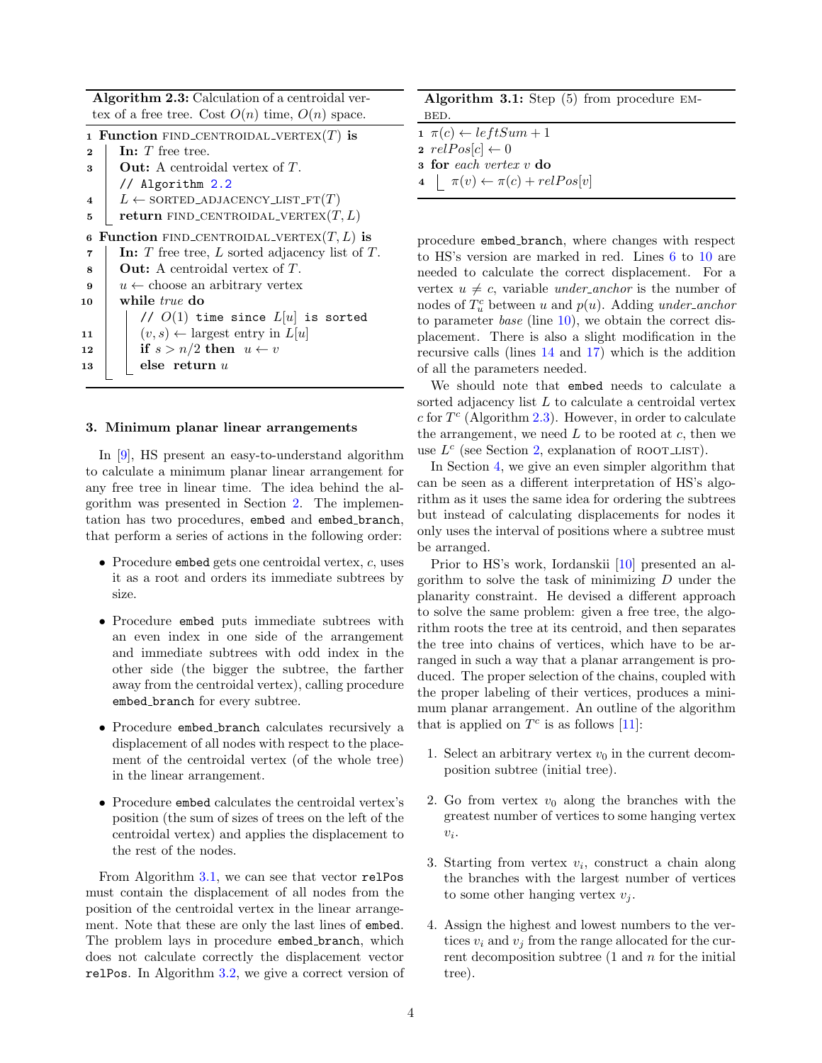**Algorithm 2.3:** Calculation of a centroidal vertex of a free tree. Cost $O(n)$ time, $O(n)$ space.

```
1  Function FIND_CENTROIDAL_VERTEX(T) is
2      In: T free tree.
3      Out: A centroidal vertex of T.
       // Algorithm 2.2
4      L ← SORTED_ADJACENCY_LIST_FT(T)
5      return FIND_CENTROIDAL_VERTEX(T, L)
6  Function FIND_CENTROIDAL_VERTEX(T, L) is
7      In: T free tree, L sorted adjacency list of T.
8      Out: A centroidal vertex of T.
9      u ← choose an arbitrary vertex
10     while true do
           // O(1) time since L[u] is sorted
11         (v, s) ← largest entry in L[u]
12         if s > n/2 then u ← v
13         else return u
```

## 3. Minimum planar linear arrangements

In [9], HS present an easy-to-understand algorithm to calculate a minimum planar linear arrangement for any free tree in linear time. The idea behind the algorithm was presented in Section 2. The implementation has two procedures, embed and embed_branch, that perform a series of actions in the following order:

- Procedure embed gets one centroidal vertex, $c$, uses it as a root and orders its immediate subtrees by size.
- Procedure embed puts immediate subtrees with an even index in one side of the arrangement and immediate subtrees with odd index in the other side (the bigger the subtree, the farther away from the centroidal vertex), calling procedure embed_branch for every subtree.
- Procedure embed_branch calculates recursively a displacement of all nodes with respect to the placement of the centroidal vertex (of the whole tree) in the linear arrangement.
- Procedure embed calculates the centroidal vertex's position (the sum of sizes of trees on the left of the centroidal vertex) and applies the displacement to the rest of the nodes.

From Algorithm 3.1, we can see that vector relPos must contain the displacement of all nodes from the position of the centroidal vertex in the linear arrangement. Note that these are only the last lines of embed. The problem lays in procedure embed_branch, which does not calculate correctly the displacement vector relPos. In Algorithm 3.2, we give a correct version of

**Algorithm 3.1:** Step (5) from procedure EMBED.

```
1  π(c) ← leftSum + 1
2  relPos[c] ← 0
3  for each vertex v do
4      π(v) ← π(c) + relPos[v]
```

procedure embed_branch, where changes with respect to HS's version are marked in red. Lines 6 to 10 are needed to calculate the correct displacement. For a vertex $u \neq c$, variable *under_anchor* is the number of nodes of $T^c_u$ between $u$ and $p(u)$. Adding *under_anchor* to parameter *base* (line 10), we obtain the correct displacement. There is also a slight modification in the recursive calls (lines 14 and 17) which is the addition of all the parameters needed.

We should note that embed needs to calculate a sorted adjacency list $L$ to calculate a centroidal vertex $c$ for $T^c$ (Algorithm 2.3). However, in order to calculate the arrangement, we need $L$ to be rooted at $c$, then we use $L^c$ (see Section 2, explanation of ROOT_LIST).

In Section 4, we give an even simpler algorithm that can be seen as a different interpretation of HS's algorithm as it uses the same idea for ordering the subtrees but instead of calculating displacements for nodes it only uses the interval of positions where a subtree must be arranged.

Prior to HS's work, Iordanskii [10] presented an algorithm to solve the task of minimizing $D$ under the planarity constraint. He devised a different approach to solve the same problem: given a free tree, the algorithm roots the tree at its centroid, and then separates the tree into chains of vertices, which have to be arranged in such a way that a planar arrangement is produced. The proper selection of the chains, coupled with the proper labeling of their vertices, produces a minimum planar arrangement. An outline of the algorithm that is applied on $T^c$ is as follows [11]:

1. Select an arbitrary vertex $v_0$ in the current decomposition subtree (initial tree).
2. Go from vertex $v_0$ along the branches with the greatest number of vertices to some hanging vertex $v_i$.
3. Starting from vertex $v_i$, construct a chain along the branches with the largest number of vertices to some other hanging vertex $v_j$.
4. Assign the highest and lowest numbers to the vertices $v_i$ and $v_j$ from the range allocated for the current decomposition subtree (1 and $n$ for the initial tree).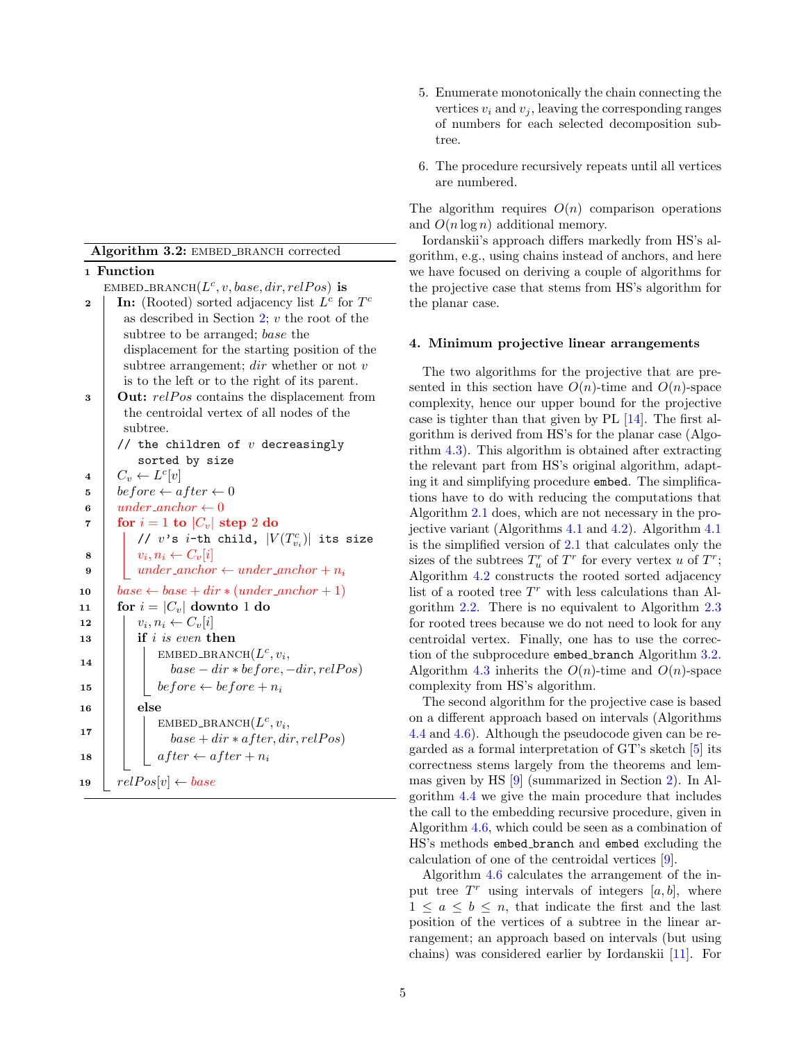**Algorithm 3.2:** EMBED_BRANCH corrected

```
1  Function
   EMBED_BRANCH(L^c, v, base, dir, relPos) is
2    In: (Rooted) sorted adjacency list L^c for T^c
       as described in Section 2; v the root of the
       subtree to be arranged; base the
       displacement for the starting position of the
       subtree arrangement; dir whether or not v
       is to the left or to the right of its parent.
3    Out: relPos contains the displacement from
       the centroidal vertex of all nodes of the
       subtree.
     // the children of v decreasingly
        sorted by size
4    C_v ← L^c[v]
5    before ← after ← 0
6    under_anchor ← 0
7    for i = 1 to |C_v| step 2 do
       // v's i-th child, |V(T^c_{v_i})| its size
8      v_i, n_i ← C_v[i]
9      under_anchor ← under_anchor + n_i
10   base ← base + dir * (under_anchor + 1)
11   for i = |C_v| downto 1 do
12     v_i, n_i ← C_v[i]
13     if i is even then
14       EMBED_BRANCH(L^c, v_i,
           base − dir * before, −dir, relPos)
15       before ← before + n_i
16     else
17       EMBED_BRANCH(L^c, v_i,
           base + dir * after, dir, relPos)
18       after ← after + n_i
19   relPos[v] ← base
```

5. Enumerate monotonically the chain connecting the vertices $v_i$ and $v_j$, leaving the corresponding ranges of numbers for each selected decomposition subtree.

6. The procedure recursively repeats until all vertices are numbered.

The algorithm requires $O(n)$ comparison operations and $O(n \log n)$ additional memory.

Iordanskii's approach differs markedly from HS's algorithm, e.g., using chains instead of anchors, and here we have focused on deriving a couple of algorithms for the projective case that stems from HS's algorithm for the planar case.

## 4. Minimum projective linear arrangements

The two algorithms for the projective that are presented in this section have $O(n)$-time and $O(n)$-space complexity, hence our upper bound for the projective case is tighter than that given by PL [14]. The first algorithm is derived from HS's for the planar case (Algorithm 4.3). This algorithm is obtained after extracting the relevant part from HS's original algorithm, adapting it and simplifying procedure `embed`. The simplifications have to do with reducing the computations that Algorithm 2.1 does, which are not necessary in the projective variant (Algorithms 4.1 and 4.2). Algorithm 4.1 is the simplified version of 2.1 that calculates only the sizes of the subtrees $T^r_u$ of $T^r$ for every vertex $u$ of $T^r$; Algorithm 4.2 constructs the rooted sorted adjacency list of a rooted tree $T^r$ with less calculations than Algorithm 2.2. There is no equivalent to Algorithm 2.3 for rooted trees because we do not need to look for any centroidal vertex. Finally, one has to use the correction of the subprocedure `embed_branch` Algorithm 3.2. Algorithm 4.3 inherits the $O(n)$-time and $O(n)$-space complexity from HS's algorithm.

The second algorithm for the projective case is based on a different approach based on intervals (Algorithms 4.4 and 4.6). Although the pseudocode given can be regarded as a formal interpretation of GT's sketch [5] its correctness stems largely from the theorems and lemmas given by HS [9] (summarized in Section 2). In Algorithm 4.4 we give the main procedure that includes the call to the embedding recursive procedure, given in Algorithm 4.6, which could be seen as a combination of HS's methods `embed_branch` and `embed` excluding the calculation of one of the centroidal vertices [9].

Algorithm 4.6 calculates the arrangement of the input tree $T^r$ using intervals of integers $[a, b]$, where $1 \leq a \leq b \leq n$, that indicate the first and the last position of the vertices of a subtree in the linear arrangement; an approach based on intervals (but using chains) was considered earlier by Iordanskii [11]. For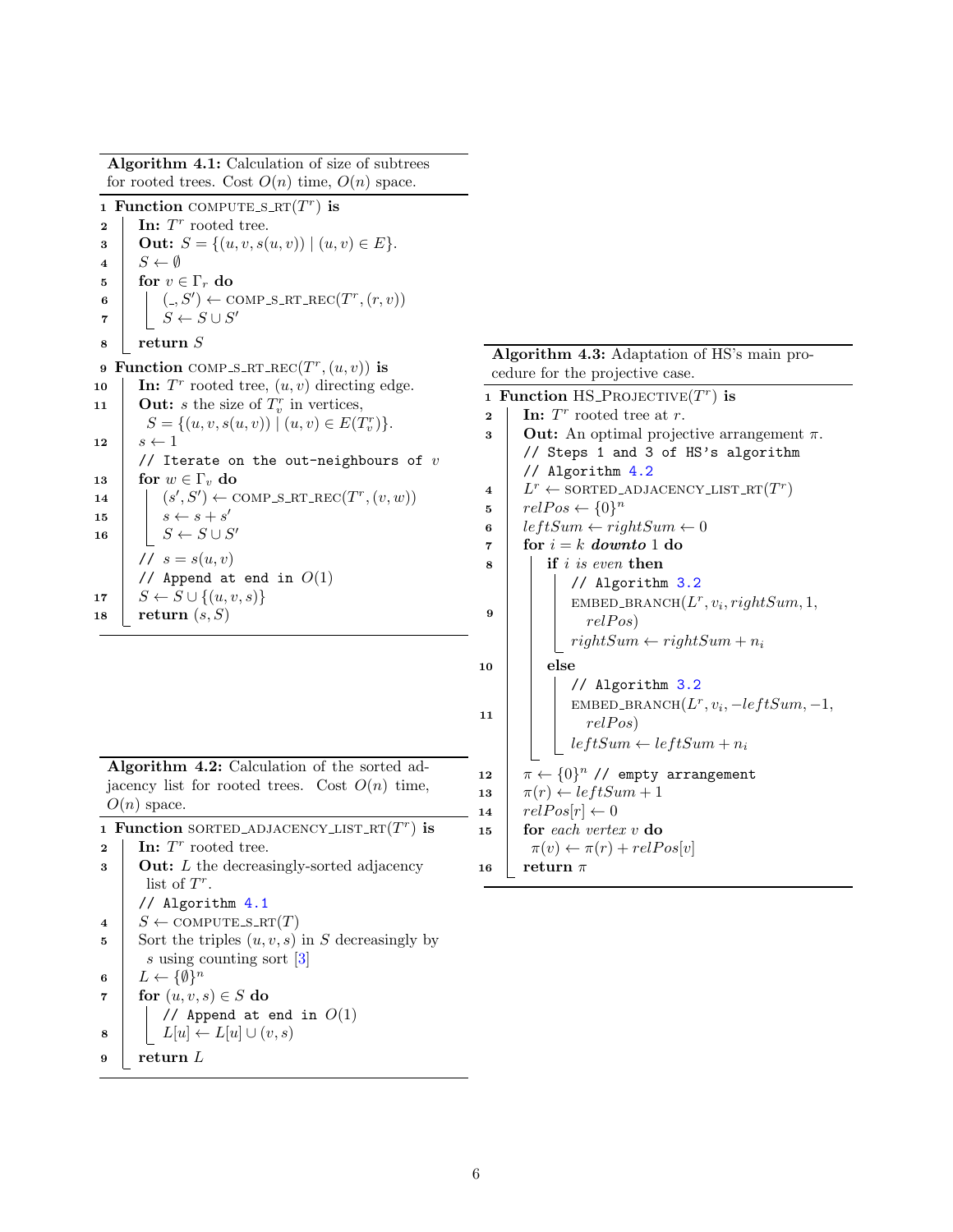**Algorithm 4.1:** Calculation of size of subtrees for rooted trees. Cost $O(n)$ time, $O(n)$ space.

```
1  Function COMPUTE_S_RT(T^r) is
2      In: T^r rooted tree.
3      Out: S = {(u, v, s(u, v)) | (u, v) ∈ E}.
4      S ← ∅
5      for v ∈ Γ_r do
6          (_, S') ← COMP_S_RT_REC(T^r, (r, v))
7          S ← S ∪ S'
8      return S
9  Function COMP_S_RT_REC(T^r, (u, v)) is
10     In: T^r rooted tree, (u, v) directing edge.
11     Out: s the size of T^r_v in vertices,
           S = {(u, v, s(u, v)) | (u, v) ∈ E(T^r_v)}.
12     s ← 1
       // Iterate on the out-neighbours of v
13     for w ∈ Γ_v do
14         (s', S') ← COMP_S_RT_REC(T^r, (v, w))
15         s ← s + s'
16         S ← S ∪ S'
       // s = s(u, v)
       // Append at end in O(1)
17     S ← S ∪ {(u, v, s)}
18     return (s, S)
```

**Algorithm 4.2:** Calculation of the sorted adjacency list for rooted trees. Cost $O(n)$ time, $O(n)$ space.

```
1  Function SORTED_ADJACENCY_LIST_RT(T^r) is
2      In: T^r rooted tree.
3      Out: L the decreasingly-sorted adjacency
           list of T^r.
       // Algorithm 4.1
4      S ← COMPUTE_S_RT(T)
5      Sort the triples (u, v, s) in S decreasingly by
           s using counting sort [3]
6      L ← {∅}^n
7      for (u, v, s) ∈ S do
           // Append at end in O(1)
8          L[u] ← L[u] ∪ (v, s)
9      return L
```

**Algorithm 4.3:** Adaptation of HS's main procedure for the projective case.

```
1  Function HS_PROJECTIVE(T^r) is
2      In: T^r rooted tree at r.
3      Out: An optimal projective arrangement π.
       // Steps 1 and 3 of HS's algorithm
       // Algorithm 4.2
4      L^r ← SORTED_ADJACENCY_LIST_RT(T^r)
5      relPos ← {0}^n
6      leftSum ← rightSum ← 0
7      for i = k downto 1 do
8          if i is even then
               // Algorithm 3.2
9              EMBED_BRANCH(L^r, v_i, rightSum, 1,
                   relPos)
               rightSum ← rightSum + n_i
10         else
               // Algorithm 3.2
11             EMBED_BRANCH(L^r, v_i, −leftSum, −1,
                   relPos)
               leftSum ← leftSum + n_i
12     π ← {0}^n // empty arrangement
13     π(r) ← leftSum + 1
14     relPos[r] ← 0
15     for each vertex v do
           π(v) ← π(r) + relPos[v]
16     return π
```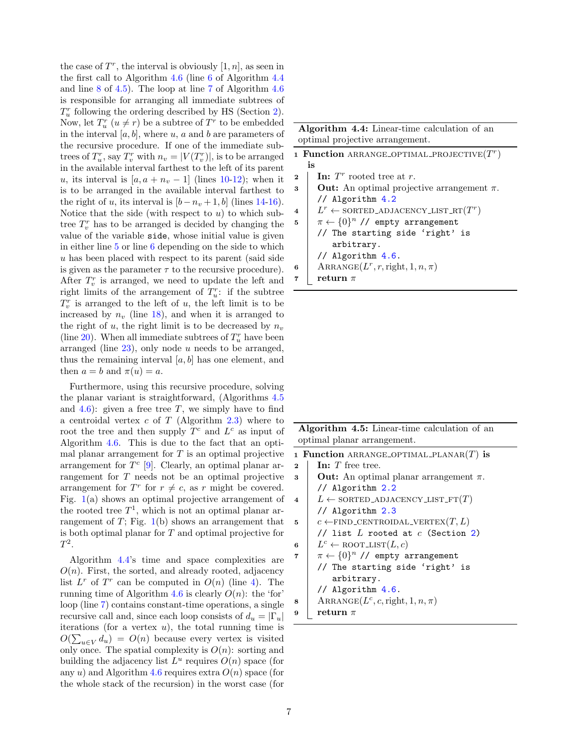the case of $T^r$, the interval is obviously $[1, n]$, as seen in the first call to Algorithm 4.6 (line 6 of Algorithm 4.4 and line 8 of 4.5). The loop at line 7 of Algorithm 4.6 is responsible for arranging all immediate subtrees of $T^r_u$ following the ordering described by HS (Section 2). Now, let $T^r_u$ ($u \neq r$) be a subtree of $T^r$ to be embedded in the interval $[a, b]$, where $u$, $a$ and $b$ are parameters of the recursive procedure. If one of the immediate subtrees of $T^r_u$, say $T^r_v$ with $n_v = |V(T^r_v)|$, is to be arranged in the available interval farthest to the left of its parent $u$, its interval is $[a, a + n_v - 1]$ (lines 10-12); when it is to be arranged in the available interval farthest to the right of $u$, its interval is $[b - n_v + 1, b]$ (lines 14-16). Notice that the side (with respect to $u$) to which subtree $T^r_v$ has to be arranged is decided by changing the value of the variable `side`, whose initial value is given in either line 5 or line 6 depending on the side to which $u$ has been placed with respect to its parent (said side is given as the parameter $\tau$ to the recursive procedure). After $T^r_v$ is arranged, we need to update the left and right limits of the arrangement of $T^r_u$: if the subtree $T^r_v$ is arranged to the left of $u$, the left limit is to be increased by $n_v$ (line 18), and when it is arranged to the right of $u$, the right limit is to be decreased by $n_v$ (line 20). When all immediate subtrees of $T^r_u$ have been arranged (line 23), only node $u$ needs to be arranged, thus the remaining interval $[a, b]$ has one element, and then $a = b$ and $\pi(u) = a$.

Furthermore, using this recursive procedure, solving the planar variant is straightforward, (Algorithms 4.5 and 4.6): given a free tree $T$, we simply have to find a centroidal vertex $c$ of $T$ (Algorithm 2.3) where to root the tree and then supply $T^c$ and $L^c$ as input of Algorithm 4.6. This is due to the fact that an optimal planar arrangement for $T$ is an optimal projective arrangement for $T^c$ [9]. Clearly, an optimal planar arrangement for $T$ needs not be an optimal projective arrangement for $T^r$ for $r \neq c$, as $r$ might be covered. Fig. 1(a) shows an optimal projective arrangement of the rooted tree $T^1$, which is not an optimal planar arrangement of $T$; Fig. 1(b) shows an arrangement that is both optimal planar for $T$ and optimal projective for $T^2$.

Algorithm 4.4's time and space complexities are $O(n)$. First, the sorted, and already rooted, adjacency list $L^r$ of $T^r$ can be computed in $O(n)$ (line 4). The running time of Algorithm 4.6 is clearly $O(n)$: the 'for' loop (line 7) contains constant-time operations, a single recursive call and, since each loop consists of $d_u = |\Gamma_u|$ iterations (for a vertex $u$), the total running time is $O(\sum_{u \in V} d_u) = O(n)$ because every vertex is visited only once. The spatial complexity is $O(n)$: sorting and building the adjacency list $L^u$ requires $O(n)$ space (for any $u$) and Algorithm 4.6 requires extra $O(n)$ space (for the whole stack of the recursion) in the worst case (for

**Algorithm 4.4:** Linear-time calculation of an optimal projective arrangement.

```
1 Function ARRANGE_OPTIMAL_PROJECTIVE(T^r) is
2     In: T^r rooted tree at r.
3     Out: An optimal projective arrangement π.
      // Algorithm 4.2
4     L^r ← SORTED_ADJACENCY_LIST_RT(T^r)
5     π ← {0}^n // empty arrangement
      // The starting side 'right' is
         arbitrary.
      // Algorithm 4.6.
6     ARRANGE(L^r, r, right, 1, n, π)
7     return π
```

**Algorithm 4.5:** Linear-time calculation of an optimal planar arrangement.

```
1 Function ARRANGE_OPTIMAL_PLANAR(T) is
2     In: T free tree.
3     Out: An optimal planar arrangement π.
      // Algorithm 2.2
4     L ← SORTED_ADJACENCY_LIST_FT(T)
      // Algorithm 2.3
5     c ← FIND_CENTROIDAL_VERTEX(T, L)
      // list L rooted at c (Section 2)
6     L^c ← ROOT_LIST(L, c)
7     π ← {0}^n // empty arrangement
      // The starting side 'right' is
         arbitrary.
      // Algorithm 4.6.
8     ARRANGE(L^c, c, right, 1, n, π)
9     return π
```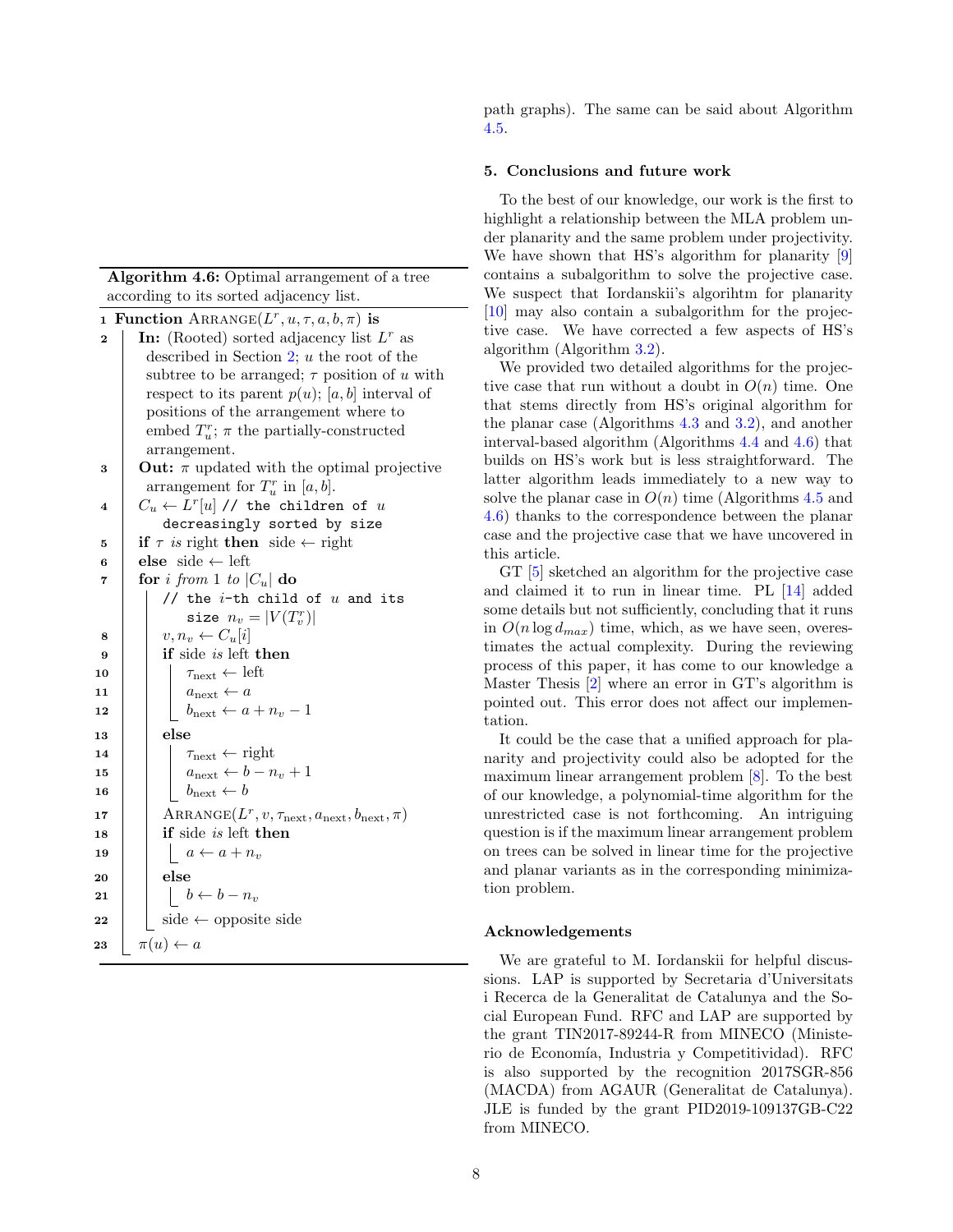**Algorithm 4.6:** Optimal arrangement of a tree according to its sorted adjacency list.

```
1  Function Arrange(L^r, u, τ, a, b, π) is
2      In: (Rooted) sorted adjacency list L^r as
           described in Section 2; u the root of the
           subtree to be arranged; τ position of u with
           respect to its parent p(u); [a, b] interval of
           positions of the arrangement where to
           embed T^r_u; π the partially-constructed
           arrangement.
3      Out: π updated with the optimal projective
           arrangement for T^r_u in [a, b].
4      C_u ← L^r[u] // the children of u
           decreasingly sorted by size
5      if τ is right then side ← right
6      else side ← left
7      for i from 1 to |C_u| do
           // the i-th child of u and its
              size n_v = |V(T^r_v)|
8          v, n_v ← C_u[i]
9          if side is left then
10             τ_next ← left
11             a_next ← a
12             b_next ← a + n_v − 1
13         else
14             τ_next ← right
15             a_next ← b − n_v + 1
16             b_next ← b
17         Arrange(L^r, v, τ_next, a_next, b_next, π)
18         if side is left then
19             a ← a + n_v
20         else
21             b ← b − n_v
22         side ← opposite side
23     π(u) ← a
```

path graphs). The same can be said about Algorithm 4.5.

## 5. Conclusions and future work

To the best of our knowledge, our work is the first to highlight a relationship between the MLA problem under planarity and the same problem under projectivity. We have shown that HS's algorithm for planarity [9] contains a subalgorithm to solve the projective case. We suspect that Iordanskii's algorihtm for planarity [10] may also contain a subalgorithm for the projective case. We have corrected a few aspects of HS's algorithm (Algorithm 3.2).

We provided two detailed algorithms for the projective case that run without a doubt in $O(n)$ time. One that stems directly from HS's original algorithm for the planar case (Algorithms 4.3 and 3.2), and another interval-based algorithm (Algorithms 4.4 and 4.6) that builds on HS's work but is less straightforward. The latter algorithm leads immediately to a new way to solve the planar case in $O(n)$ time (Algorithms 4.5 and 4.6) thanks to the correspondence between the planar case and the projective case that we have uncovered in this article.

GT [5] sketched an algorithm for the projective case and claimed it to run in linear time. PL [14] added some details but not sufficiently, concluding that it runs in $O(n \log d_{max})$ time, which, as we have seen, overestimates the actual complexity. During the reviewing process of this paper, it has come to our knowledge a Master Thesis [2] where an error in GT's algorithm is pointed out. This error does not affect our implementation.

It could be the case that a unified approach for planarity and projectivity could also be adopted for the maximum linear arrangement problem [8]. To the best of our knowledge, a polynomial-time algorithm for the unrestricted case is not forthcoming. An intriguing question is if the maximum linear arrangement problem on trees can be solved in linear time for the projective and planar variants as in the corresponding minimization problem.

## Acknowledgements

We are grateful to M. Iordanskii for helpful discussions. LAP is supported by Secretaria d'Universitats i Recerca de la Generalitat de Catalunya and the Social European Fund. RFC and LAP are supported by the grant TIN2017-89244-R from MINECO (Ministerio de Economía, Industria y Competitividad). RFC is also supported by the recognition 2017SGR-856 (MACDA) from AGAUR (Generalitat de Catalunya). JLE is funded by the grant PID2019-109137GB-C22 from MINECO.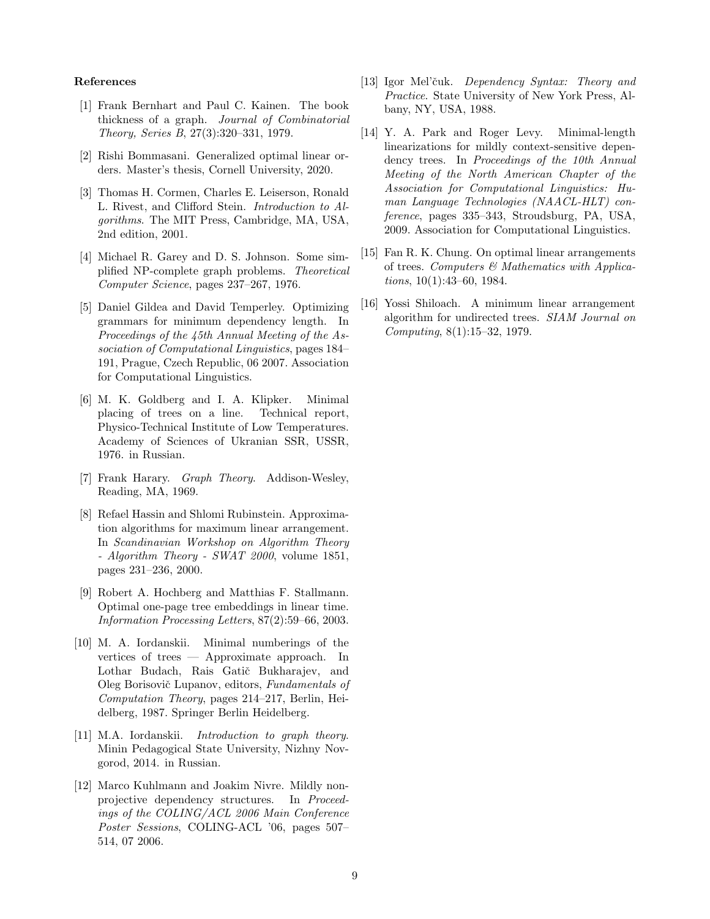### References

[1] Frank Bernhart and Paul C. Kainen. The book thickness of a graph. *Journal of Combinatorial Theory, Series B*, 27(3):320–331, 1979.

[2] Rishi Bommasani. Generalized optimal linear orders. Master's thesis, Cornell University, 2020.

[3] Thomas H. Cormen, Charles E. Leiserson, Ronald L. Rivest, and Clifford Stein. *Introduction to Algorithms*. The MIT Press, Cambridge, MA, USA, 2nd edition, 2001.

[4] Michael R. Garey and D. S. Johnson. Some simplified NP-complete graph problems. *Theoretical Computer Science*, pages 237–267, 1976.

[5] Daniel Gildea and David Temperley. Optimizing grammars for minimum dependency length. In *Proceedings of the 45th Annual Meeting of the Association of Computational Linguistics*, pages 184–191, Prague, Czech Republic, 06 2007. Association for Computational Linguistics.

[6] M. K. Goldberg and I. A. Klipker. Minimal placing of trees on a line. Technical report, Physico-Technical Institute of Low Temperatures. Academy of Sciences of Ukranian SSR, USSR, 1976. in Russian.

[7] Frank Harary. *Graph Theory*. Addison-Wesley, Reading, MA, 1969.

[8] Refael Hassin and Shlomi Rubinstein. Approximation algorithms for maximum linear arrangement. In *Scandinavian Workshop on Algorithm Theory - Algorithm Theory - SWAT 2000*, volume 1851, pages 231–236, 2000.

[9] Robert A. Hochberg and Matthias F. Stallmann. Optimal one-page tree embeddings in linear time. *Information Processing Letters*, 87(2):59–66, 2003.

[10] M. A. Iordanskii. Minimal numberings of the vertices of trees — Approximate approach. In Lothar Budach, Rais Gatič Bukharajev, and Oleg Borisovič Lupanov, editors, *Fundamentals of Computation Theory*, pages 214–217, Berlin, Heidelberg, 1987. Springer Berlin Heidelberg.

[11] M.A. Iordanskii. *Introduction to graph theory*. Minin Pedagogical State University, Nizhny Novgorod, 2014. in Russian.

[12] Marco Kuhlmann and Joakim Nivre. Mildly non-projective dependency structures. In *Proceedings of the COLING/ACL 2006 Main Conference Poster Sessions*, COLING-ACL '06, pages 507–514, 07 2006.

[13] Igor Mel'čuk. *Dependency Syntax: Theory and Practice*. State University of New York Press, Albany, NY, USA, 1988.

[14] Y. A. Park and Roger Levy. Minimal-length linearizations for mildly context-sensitive dependency trees. In *Proceedings of the 10th Annual Meeting of the North American Chapter of the Association for Computational Linguistics: Human Language Technologies (NAACL-HLT) conference*, pages 335–343, Stroudsburg, PA, USA, 2009. Association for Computational Linguistics.

[15] Fan R. K. Chung. On optimal linear arrangements of trees. *Computers & Mathematics with Applications*, 10(1):43–60, 1984.

[16] Yossi Shiloach. A minimum linear arrangement algorithm for undirected trees. *SIAM Journal on Computing*, 8(1):15–32, 1979.